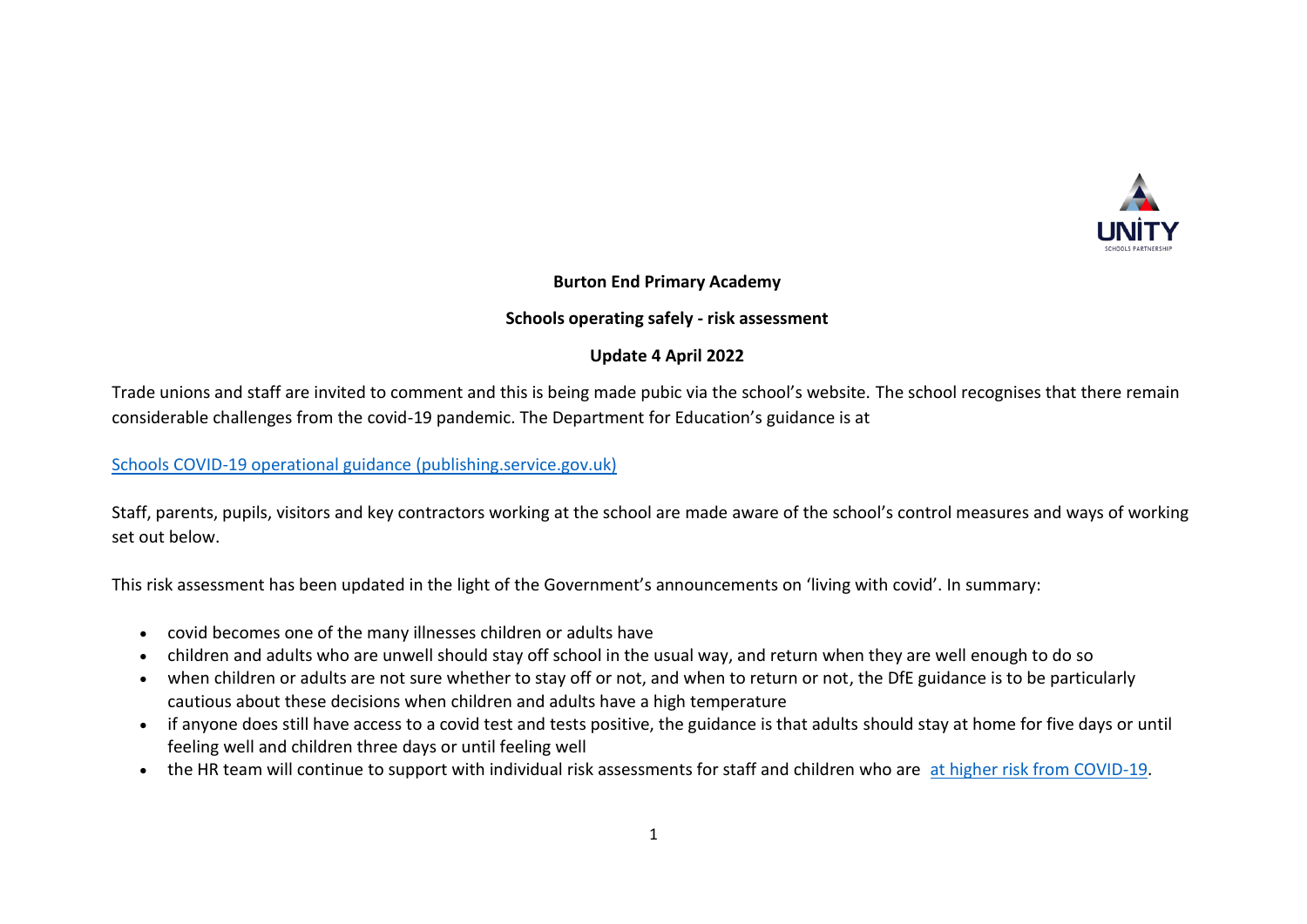**Burton End Primary Academy**

**Schools operating safely - risk assessment**

**Update 4 April 2022**

Trade unions and staff are invited to comment and this is being made pubic via the school's website. The school recognises that there remain considerable challenges from the covid-19 pandemic. The Department for Education's guidance is at

[Schools COVID-19 operational guidance (publishing.service.gov.uk)]()

Staff, parents, pupils, visitors and key contractors working at the school are made aware of the school's control measures and ways of working set out below.

This risk assessment has been updated in the light of the Government's announcements on 'living with covid'. In summary:

- covid becomes one of the many illnesses children or adults have
- children and adults who are unwell should stay off school in the usual way, and return when they are well enough to do so
- when children or adults are not sure whether to stay off or not, and when to return or not, the DfE guidance is to be particularly cautious about these decisions when children and adults have a high temperature
- if anyone does still have access to a covid test and tests positive, the guidance is that adults should stay at home for five days or until feeling well and children three days or until feeling well
- the HR team will continue to support with individual risk assessments for staff and children who are [at higher risk from COVID-19]().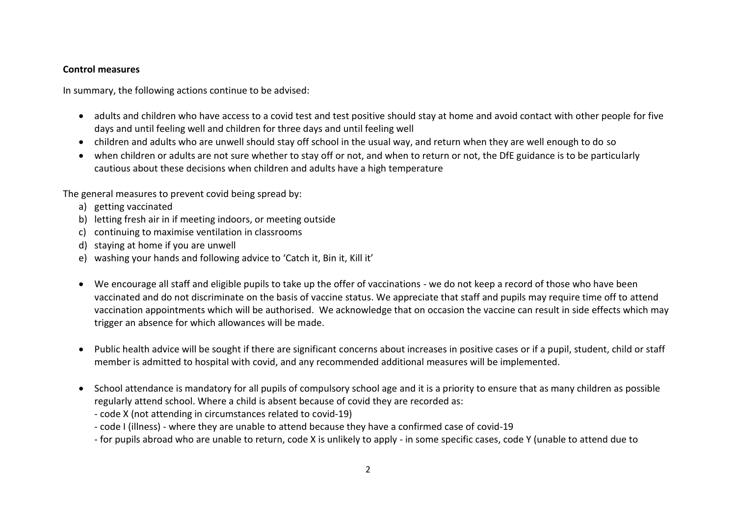**Control measures**

In summary, the following actions continue to be advised:

- adults and children who have access to a covid test and test positive should stay at home and avoid contact with other people for five days and until feeling well and children for three days and until feeling well
- children and adults who are unwell should stay off school in the usual way, and return when they are well enough to do so
- when children or adults are not sure whether to stay off or not, and when to return or not, the DfE guidance is to be particularly cautious about these decisions when children and adults have a high temperature

The general measures to prevent covid being spread by:

a) getting vaccinated
b) letting fresh air in if meeting indoors, or meeting outside
c) continuing to maximise ventilation in classrooms
d) staying at home if you are unwell
e) washing your hands and following advice to 'Catch it, Bin it, Kill it'

- We encourage all staff and eligible pupils to take up the offer of vaccinations - we do not keep a record of those who have been vaccinated and do not discriminate on the basis of vaccine status. We appreciate that staff and pupils may require time off to attend vaccination appointments which will be authorised. We acknowledge that on occasion the vaccine can result in side effects which may trigger an absence for which allowances will be made.

- Public health advice will be sought if there are significant concerns about increases in positive cases or if a pupil, student, child or staff member is admitted to hospital with covid, and any recommended additional measures will be implemented.

- School attendance is mandatory for all pupils of compulsory school age and it is a priority to ensure that as many children as possible regularly attend school. Where a child is absent because of covid they are recorded as:
  - code X (not attending in circumstances related to covid-19)
  - code I (illness) - where they are unable to attend because they have a confirmed case of covid-19
  - for pupils abroad who are unable to return, code X is unlikely to apply - in some specific cases, code Y (unable to attend due to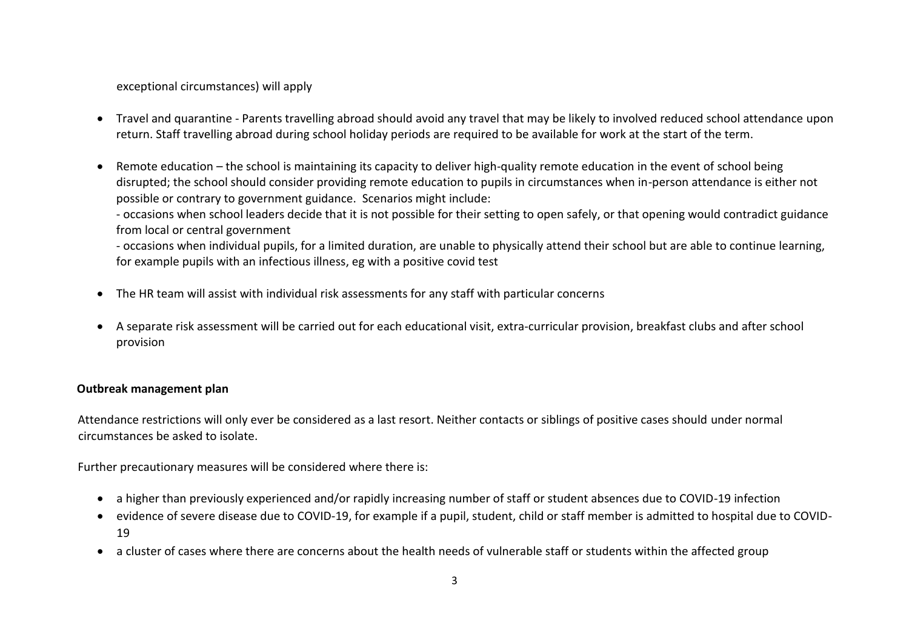exceptional circumstances) will apply

- Travel and quarantine - Parents travelling abroad should avoid any travel that may be likely to involved reduced school attendance upon return. Staff travelling abroad during school holiday periods are required to be available for work at the start of the term.

- Remote education – the school is maintaining its capacity to deliver high-quality remote education in the event of school being disrupted; the school should consider providing remote education to pupils in circumstances when in-person attendance is either not possible or contrary to government guidance. Scenarios might include:
  - occasions when school leaders decide that it is not possible for their setting to open safely, or that opening would contradict guidance from local or central government
  - occasions when individual pupils, for a limited duration, are unable to physically attend their school but are able to continue learning, for example pupils with an infectious illness, eg with a positive covid test

- The HR team will assist with individual risk assessments for any staff with particular concerns

- A separate risk assessment will be carried out for each educational visit, extra-curricular provision, breakfast clubs and after school provision

**Outbreak management plan**

Attendance restrictions will only ever be considered as a last resort. Neither contacts or siblings of positive cases should under normal circumstances be asked to isolate.

Further precautionary measures will be considered where there is:

- a higher than previously experienced and/or rapidly increasing number of staff or student absences due to COVID-19 infection
- evidence of severe disease due to COVID-19, for example if a pupil, student, child or staff member is admitted to hospital due to COVID-19
- a cluster of cases where there are concerns about the health needs of vulnerable staff or students within the affected group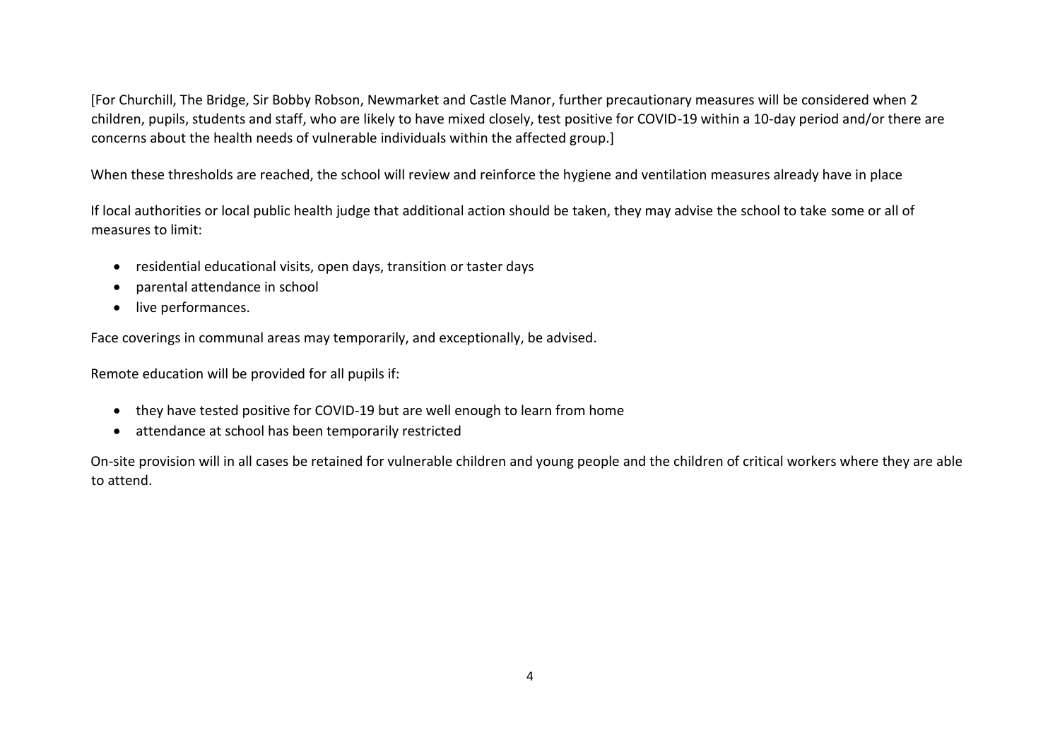[For Churchill, The Bridge, Sir Bobby Robson, Newmarket and Castle Manor, further precautionary measures will be considered when 2 children, pupils, students and staff, who are likely to have mixed closely, test positive for COVID-19 within a 10-day period and/or there are concerns about the health needs of vulnerable individuals within the affected group.]

When these thresholds are reached, the school will review and reinforce the hygiene and ventilation measures already have in place

If local authorities or local public health judge that additional action should be taken, they may advise the school to take some or all of measures to limit:

- residential educational visits, open days, transition or taster days
- parental attendance in school
- live performances.

Face coverings in communal areas may temporarily, and exceptionally, be advised.

Remote education will be provided for all pupils if:

- they have tested positive for COVID-19 but are well enough to learn from home
- attendance at school has been temporarily restricted

On-site provision will in all cases be retained for vulnerable children and young people and the children of critical workers where they are able to attend.